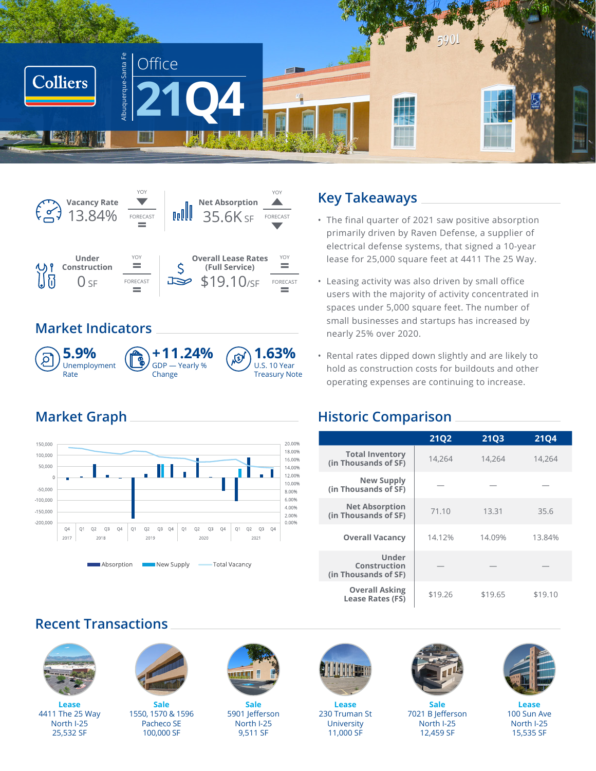# Colliers

Albuquerque-Santa Fe

# Office 21Q4

**Vacancy Rate** 13.84% — YOY: ▼ / FORECAST: =

**Net Absorption** 35.6K SF — YOY: ▲ / FORECAST: ▼

**Under Construction** 0 SF — YOY: = / FORECAST: =

**Overall Lease Rates (Full Service)** $19.10/SF — YOY: = / FORECAST: =

## Market Indicators

**5.9%** Unemployment Rate

**+11.24%** GDP — Yearly % Change

**1.63%** U.S. 10 Year Treasury Note

## Key Takeaways

- The final quarter of 2021 saw positive absorption primarily driven by Raven Defense, a supplier of electrical defense systems, that signed a 10-year lease for 25,000 square feet at 4411 The 25 Way.
- Leasing activity was also driven by small office users with the majority of activity concentrated in spaces under 5,000 square feet. The number of small businesses and startups has increased by nearly 25% over 2020.
- Rental rates dipped down slightly and are likely to hold as construction costs for buildouts and other operating expenses are continuing to increase.

## Market Graph

Absorption / New Supply / Total Vacancy (Q4 2017 – Q4 2021)

## Historic Comparison

| | 21Q2 | 21Q3 | 21Q4 |
|---|---|---|---|
| Total Inventory (in Thousands of SF) | 14,264 | 14,264 | 14,264 |
| New Supply (in Thousands of SF) | — | — | — |
| Net Absorption (in Thousands of SF) | 71.10 | 13.31 | 35.6 |
| Overall Vacancy | 14.12% | 14.09% | 13.84% |
| Under Construction (in Thousands of SF) | — | — | — |
| Overall Asking Lease Rates (FS) | $19.26 | $19.65 | $19.10 |

## Recent Transactions

**Lease**
4411 The 25 Way
North I-25
25,532 SF

**Sale**
1550, 1570 & 1596
Pacheco SE
100,000 SF

**Sale**
5901 Jefferson
North I-25
9,511 SF

**Lease**
230 Truman St
University
11,000 SF

**Sale**
7021 B Jefferson
North I-25
12,459 SF

**Lease**
100 Sun Ave
North I-25
15,535 SF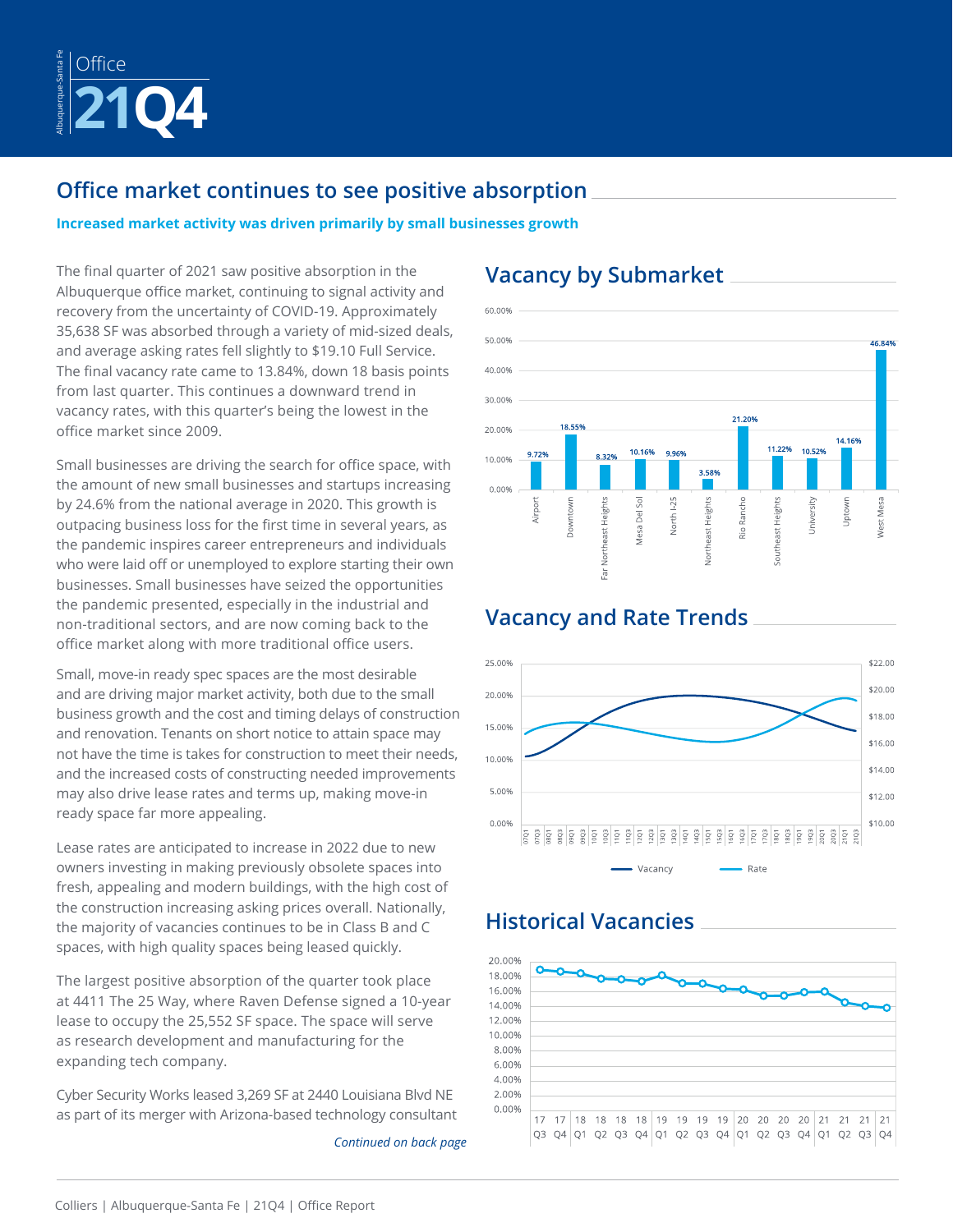Albuquerque-Santa Fe

Office

# 21Q4

## Office market continues to see positive absorption

**Increased market activity was driven primarily by small businesses growth**

The final quarter of 2021 saw positive absorption in the Albuquerque office market, continuing to signal activity and recovery from the uncertainty of COVID-19. Approximately 35,638 SF was absorbed through a variety of mid-sized deals, and average asking rates fell slightly to $19.10 Full Service. The final vacancy rate came to 13.84%, down 18 basis points from last quarter. This continues a downward trend in vacancy rates, with this quarter's being the lowest in the office market since 2009.

Small businesses are driving the search for office space, with the amount of new small businesses and startups increasing by 24.6% from the national average in 2020. This growth is outpacing business loss for the first time in several years, as the pandemic inspires career entrepreneurs and individuals who were laid off or unemployed to explore starting their own businesses. Small businesses have seized the opportunities the pandemic presented, especially in the industrial and non-traditional sectors, and are now coming back to the office market along with more traditional office users.

Small, move-in ready spec spaces are the most desirable and are driving major market activity, both due to the small business growth and the cost and timing delays of construction and renovation. Tenants on short notice to attain space may not have the time is takes for construction to meet their needs, and the increased costs of constructing needed improvements may also drive lease rates and terms up, making move-in ready space far more appealing.

Lease rates are anticipated to increase in 2022 due to new owners investing in making previously obsolete spaces into fresh, appealing and modern buildings, with the high cost of the construction increasing asking prices overall. Nationally, the majority of vacancies continues to be in Class B and C spaces, with high quality spaces being leased quickly.

The largest positive absorption of the quarter took place at 4411 The 25 Way, where Raven Defense signed a 10-year lease to occupy the 25,552 SF space. The space will serve as research development and manufacturing for the expanding tech company.

Cyber Security Works leased 3,269 SF at 2440 Louisiana Blvd NE as part of its merger with Arizona-based technology consultant

*Continued on back page*

## Vacancy by Submarket

| Submarket | Vacancy |
|---|---|
| Airport | 9.72% |
| Downtown | 18.55% |
| Far Northeast Heights | 8.32% |
| Mesa Del Sol | 10.16% |
| North I-25 | 9.96% |
| Northeast Heights | 3.58% |
| Rio Rancho | 21.20% |
| Southeast Heights | 11.22% |
| University | 10.52% |
| Uptown | 14.16% |
| West Mesa | 46.84% |

## Vacancy and Rate Trends

Vacancy — Rate

## Historical Vacancies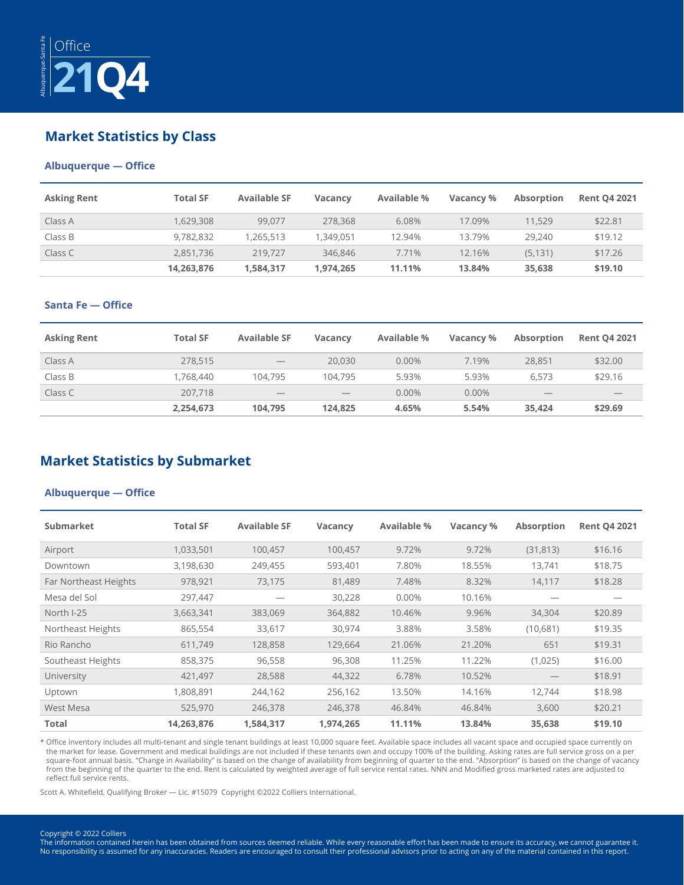Albuquerque-Santa Fe

Office

# 21Q4

## Market Statistics by Class

### Albuquerque — Office

| Asking Rent | Total SF | Available SF | Vacancy | Available % | Vacancy % | Absorption | Rent Q4 2021 |
|---|---|---|---|---|---|---|---|
| Class A | 1,629,308 | 99,077 | 278,368 | 6.08% | 17.09% | 11,529 | $22.81 |
| Class B | 9,782,832 | 1,265,513 | 1,349,051 | 12.94% | 13.79% | 29,240 | $19.12 |
| Class C | 2,851,736 | 219,727 | 346,846 | 7.71% | 12.16% | (5,131) | $17.26 |
| | **14,263,876** | **1,584,317** | **1,974,265** | **11.11%** | **13.84%** | **35,638** | **$19.10** |

### Santa Fe — Office

| Asking Rent | Total SF | Available SF | Vacancy | Available % | Vacancy % | Absorption | Rent Q4 2021 |
|---|---|---|---|---|---|---|---|
| Class A | 278,515 | — | 20,030 | 0.00% | 7.19% | 28,851 | $32.00 |
| Class B | 1,768,440 | 104,795 | 104,795 | 5.93% | 5.93% | 6,573 | $29.16 |
| Class C | 207,718 | — | — | 0.00% | 0.00% | — | — |
| | **2,254,673** | **104,795** | **124,825** | **4.65%** | **5.54%** | **35,424** | **$29.69** |

## Market Statistics by Submarket

### Albuquerque — Office

| Submarket | Total SF | Available SF | Vacancy | Available % | Vacancy % | Absorption | Rent Q4 2021 |
|---|---|---|---|---|---|---|---|
| Airport | 1,033,501 | 100,457 | 100,457 | 9.72% | 9.72% | (31,813) | $16.16 |
| Downtown | 3,198,630 | 249,455 | 593,401 | 7.80% | 18.55% | 13,741 | $18.75 |
| Far Northeast Heights | 978,921 | 73,175 | 81,489 | 7.48% | 8.32% | 14,117 | $18.28 |
| Mesa del Sol | 297,447 | — | 30,228 | 0.00% | 10.16% | — | — |
| North I-25 | 3,663,341 | 383,069 | 364,882 | 10.46% | 9.96% | 34,304 | $20.89 |
| Northeast Heights | 865,554 | 33,617 | 30,974 | 3.88% | 3.58% | (10,681) | $19.35 |
| Rio Rancho | 611,749 | 128,858 | 129,664 | 21.06% | 21.20% | 651 | $19.31 |
| Southeast Heights | 858,375 | 96,558 | 96,308 | 11.25% | 11.22% | (1,025) | $16.00 |
| University | 421,497 | 28,588 | 44,322 | 6.78% | 10.52% | — | $18.91 |
| Uptown | 1,808,891 | 244,162 | 256,162 | 13.50% | 14.16% | 12,744 | $18.98 |
| West Mesa | 525,970 | 246,378 | 246,378 | 46.84% | 46.84% | 3,600 | $20.21 |
| **Total** | **14,263,876** | **1,584,317** | **1,974,265** | **11.11%** | **13.84%** | **35,638** | **$19.10** |

* Office inventory includes all multi-tenant and single tenant buildings at least 10,000 square feet. Available space includes all vacant space and occupied space currently on the market for lease. Government and medical buildings are not included if these tenants own and occupy 100% of the building. Asking rates are full service gross on a per square-foot annual basis. "Change in Availability" is based on the change of availability from beginning of quarter to the end. "Absorption" is based on the change of vacancy from the beginning of the quarter to the end. Rent is calculated by weighted average of full service rental rates. NNN and Modified gross marketed rates are adjusted to reflect full service rents.

Scott A. Whitefield, Qualifying Broker — Lic. #15079 Copyright ©2022 Colliers International.

Copyright © 2022 Colliers
The information contained herein has been obtained from sources deemed reliable. While every reasonable effort has been made to ensure its accuracy, we cannot guarantee it. No responsibility is assumed for any inaccuracies. Readers are encouraged to consult their professional advisors prior to acting on any of the material contained in this report.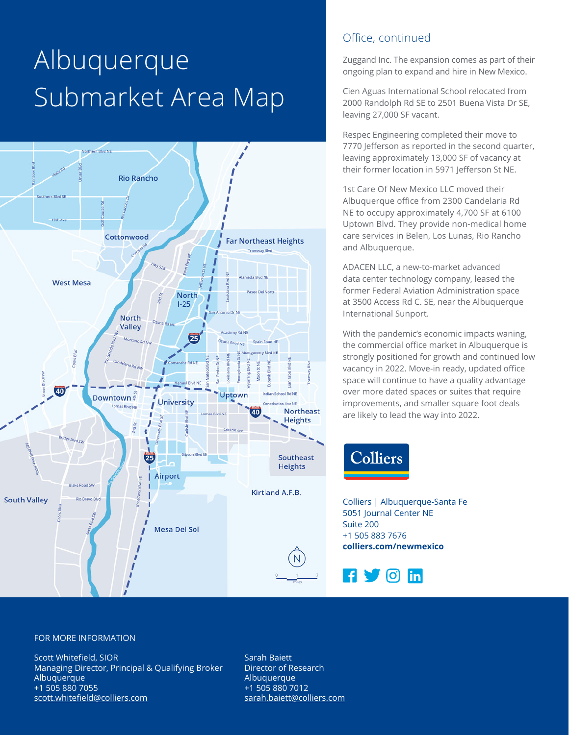# Albuquerque Submarket Area Map

Rio Rancho
Cottonwood
Far Northeast Heights
West Mesa
North I-25
North Valley
Downtown
University
Uptown
Northeast Heights
Southeast Heights
Airport
Kirtland A.F.B.
South Valley
Mesa Del Sol

## Office, continued

Zuggand Inc. The expansion comes as part of their ongoing plan to expand and hire in New Mexico.

Cien Aguas International School relocated from 2000 Randolph Rd SE to 2501 Buena Vista Dr SE, leaving 27,000 SF vacant.

Respec Engineering completed their move to 7770 Jefferson as reported in the second quarter, leaving approximately 13,000 SF of vacancy at their former location in 5971 Jefferson St NE.

1st Care Of New Mexico LLC moved their Albuquerque office from 2300 Candelaria Rd NE to occupy approximately 4,700 SF at 6100 Uptown Blvd. They provide non-medical home care services in Belen, Los Lunas, Rio Rancho and Albuquerque.

ADACEN LLC, a new-to-market advanced data center technology company, leased the former Federal Aviation Administration space at 3500 Access Rd C. SE, near the Albuquerque International Sunport.

With the pandemic's economic impacts waning, the commercial office market in Albuquerque is strongly positioned for growth and continued low vacancy in 2022. Move-in ready, updated office space will continue to have a quality advantage over more dated spaces or suites that require improvements, and smaller square foot deals are likely to lead the way into 2022.

Colliers

Colliers | Albuquerque-Santa Fe
5051 Journal Center NE
Suite 200
+1 505 883 7676
**colliers.com/newmexico**

FOR MORE INFORMATION

Scott Whitefield, SIOR
Managing Director, Principal & Qualifying Broker
Albuquerque
+1 505 880 7055
scott.whitefield@colliers.com

Sarah Baiett
Director of Research
Albuquerque
+1 505 880 7012
sarah.baiett@colliers.com